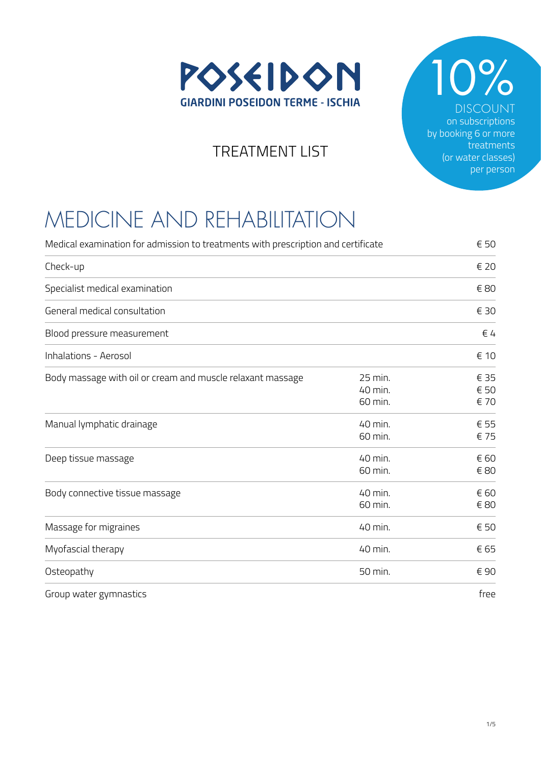# POSEIDON

**GIARDINI POSEIDON TERME - ISCHIA**

TREATMENT LIST

**10%**
DISCOUNT
on subscriptions
by booking 6 or more
treatments
(or water classes)
per person

## MEDICINE AND REHABILITATION

| Treatment | Duration | Price |
| --- | --- | --- |
| Medical examination for admission to treatments with prescription and certificate | | € 50 |
| Check-up | | € 20 |
| Specialist medical examination | | € 80 |
| General medical consultation | | € 30 |
| Blood pressure measurement | | € 4 |
| Inhalations - Aerosol | | € 10 |
| Body massage with oil or cream and muscle relaxant massage | 25 min.<br>40 min.<br>60 min. | € 35<br>€ 50<br>€ 70 |
| Manual lymphatic drainage | 40 min.<br>60 min. | € 55<br>€ 75 |
| Deep tissue massage | 40 min.<br>60 min. | € 60<br>€ 80 |
| Body connective tissue massage | 40 min.<br>60 min. | € 60<br>€ 80 |
| Massage for migraines | 40 min. | € 50 |
| Myofascial therapy | 40 min. | € 65 |
| Osteopathy | 50 min. | € 90 |
| Group water gymnastics | | free |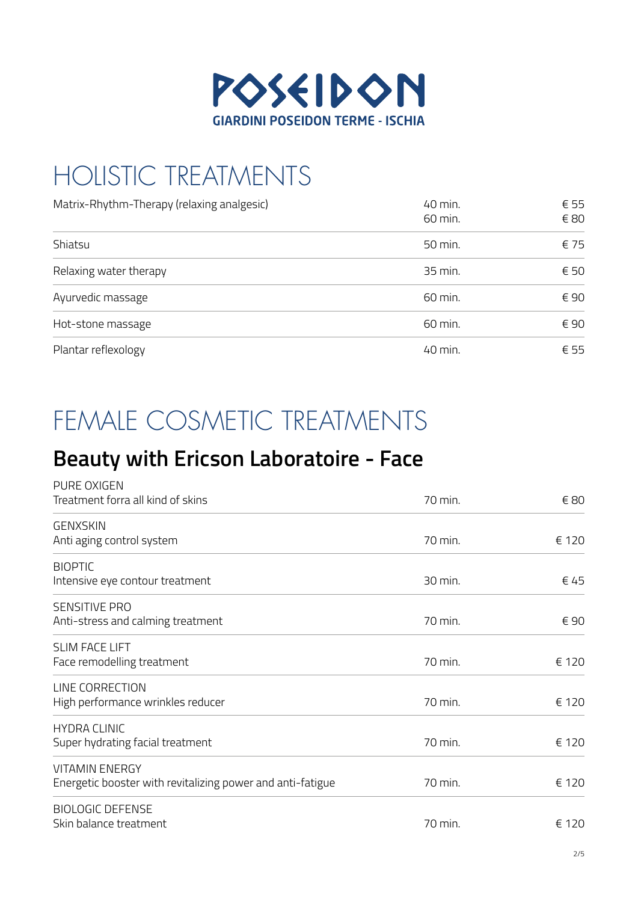**POSEIDON**

**GIARDINI POSEIDON TERME - ISCHIA**

# HOLISTIC TREATMENTS

| Treatment | Duration | Price |
|---|---|---|
| Matrix-Rhythm-Therapy (relaxing analgesic) | 40 min.<br>60 min. | € 55<br>€ 80 |
| Shiatsu | 50 min. | € 75 |
| Relaxing water therapy | 35 min. | € 50 |
| Ayurvedic massage | 60 min. | € 90 |
| Hot-stone massage | 60 min. | € 90 |
| Plantar reflexology | 40 min. | € 55 |

# FEMALE COSMETIC TREATMENTS

## Beauty with Ericson Laboratoire - Face

| Treatment | Duration | Price |
|---|---|---|
| PURE OXIGEN<br>Treatment forra all kind of skins | 70 min. | € 80 |
| GENXSKIN<br>Anti aging control system | 70 min. | € 120 |
| BIOPTIC<br>Intensive eye contour treatment | 30 min. | € 45 |
| SENSITIVE PRO<br>Anti-stress and calming treatment | 70 min. | € 90 |
| SLIM FACE LIFT<br>Face remodelling treatment | 70 min. | € 120 |
| LINE CORRECTION<br>High performance wrinkles reducer | 70 min. | € 120 |
| HYDRA CLINIC<br>Super hydrating facial treatment | 70 min. | € 120 |
| VITAMIN ENERGY<br>Energetic booster with revitalizing power and anti-fatigue | 70 min. | € 120 |
| BIOLOGIC DEFENSE<br>Skin balance treatment | 70 min. | € 120 |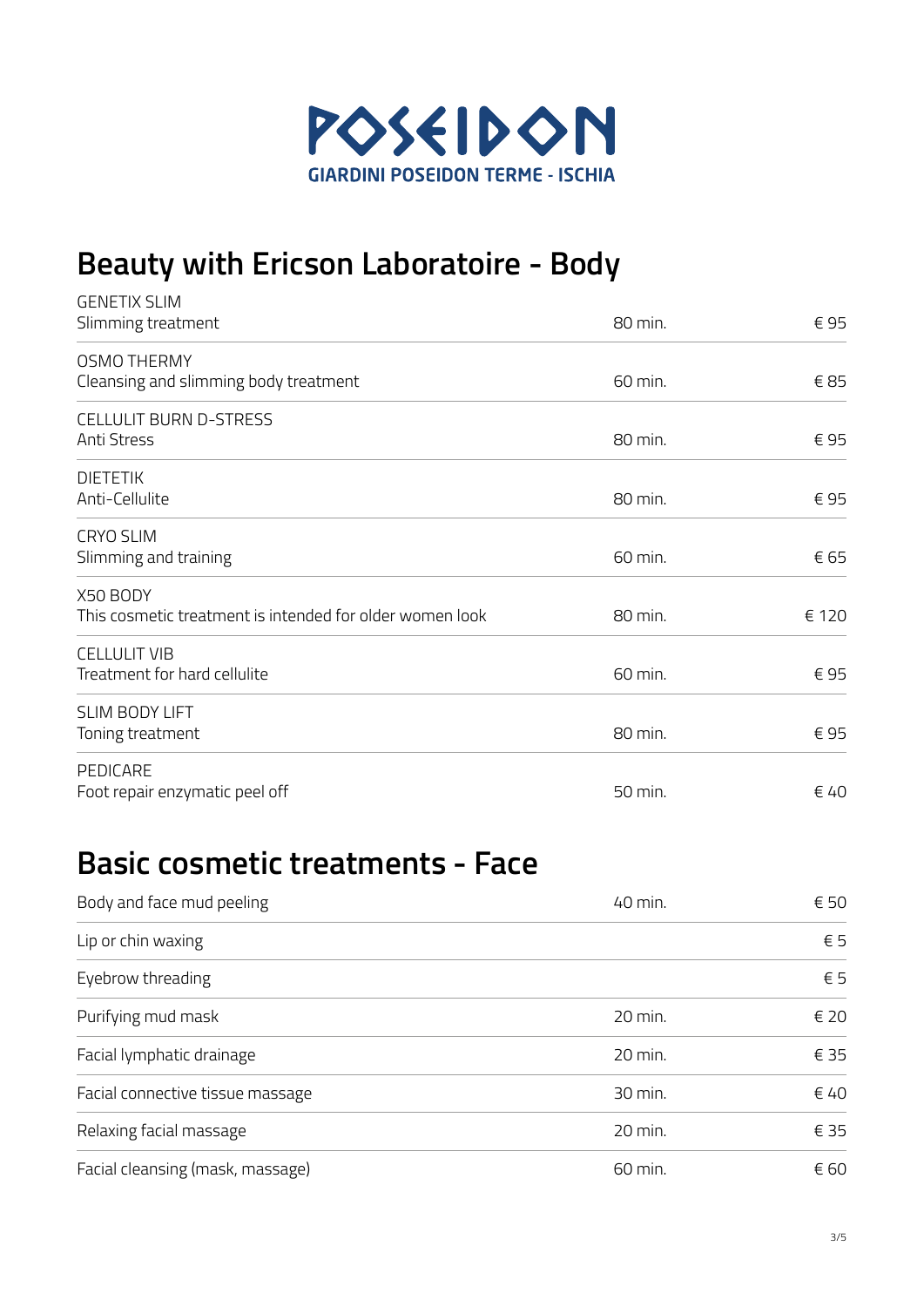POSEIDON

GIARDINI POSEIDON TERME - ISCHIA

# Beauty with Ericson Laboratoire - Body

| Treatment | Duration | Price |
|---|---|---|
| GENETIX SLIM<br>Slimming treatment | 80 min. | € 95 |
| OSMO THERMY<br>Cleansing and slimming body treatment | 60 min. | € 85 |
| CELLULIT BURN D-STRESS<br>Anti Stress | 80 min. | € 95 |
| DIETETIK<br>Anti-Cellulite | 80 min. | € 95 |
| CRYO SLIM<br>Slimming and training | 60 min. | € 65 |
| X50 BODY<br>This cosmetic treatment is intended for older women look | 80 min. | € 120 |
| CELLULIT VIB<br>Treatment for hard cellulite | 60 min. | € 95 |
| SLIM BODY LIFT<br>Toning treatment | 80 min. | € 95 |
| PEDICARE<br>Foot repair enzymatic peel off | 50 min. | € 40 |

# Basic cosmetic treatments - Face

| Treatment | Duration | Price |
|---|---|---|
| Body and face mud peeling | 40 min. | € 50 |
| Lip or chin waxing | | € 5 |
| Eyebrow threading | | € 5 |
| Purifying mud mask | 20 min. | € 20 |
| Facial lymphatic drainage | 20 min. | € 35 |
| Facial connective tissue massage | 30 min. | € 40 |
| Relaxing facial massage | 20 min. | € 35 |
| Facial cleansing (mask, massage) | 60 min. | € 60 |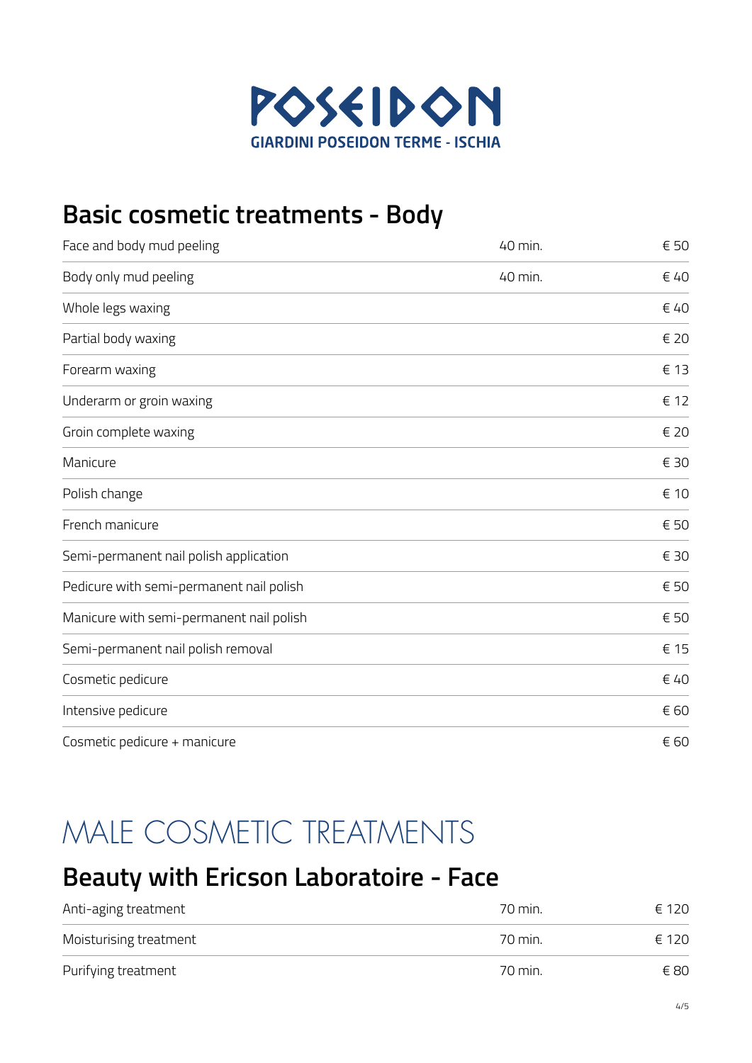# POSEIDON

GIARDINI POSEIDON TERME - ISCHIA

## Basic cosmetic treatments - Body

| Treatment | Duration | Price |
|---|---|---|
| Face and body mud peeling | 40 min. | € 50 |
| Body only mud peeling | 40 min. | € 40 |
| Whole legs waxing | | € 40 |
| Partial body waxing | | € 20 |
| Forearm waxing | | € 13 |
| Underarm or groin waxing | | € 12 |
| Groin complete waxing | | € 20 |
| Manicure | | € 30 |
| Polish change | | € 10 |
| French manicure | | € 50 |
| Semi-permanent nail polish application | | € 30 |
| Pedicure with semi-permanent nail polish | | € 50 |
| Manicure with semi-permanent nail polish | | € 50 |
| Semi-permanent nail polish removal | | € 15 |
| Cosmetic pedicure | | € 40 |
| Intensive pedicure | | € 60 |
| Cosmetic pedicure + manicure | | € 60 |

# MALE COSMETIC TREATMENTS

## Beauty with Ericson Laboratoire - Face

| Treatment | Duration | Price |
|---|---|---|
| Anti-aging treatment | 70 min. | € 120 |
| Moisturising treatment | 70 min. | € 120 |
| Purifying treatment | 70 min. | € 80 |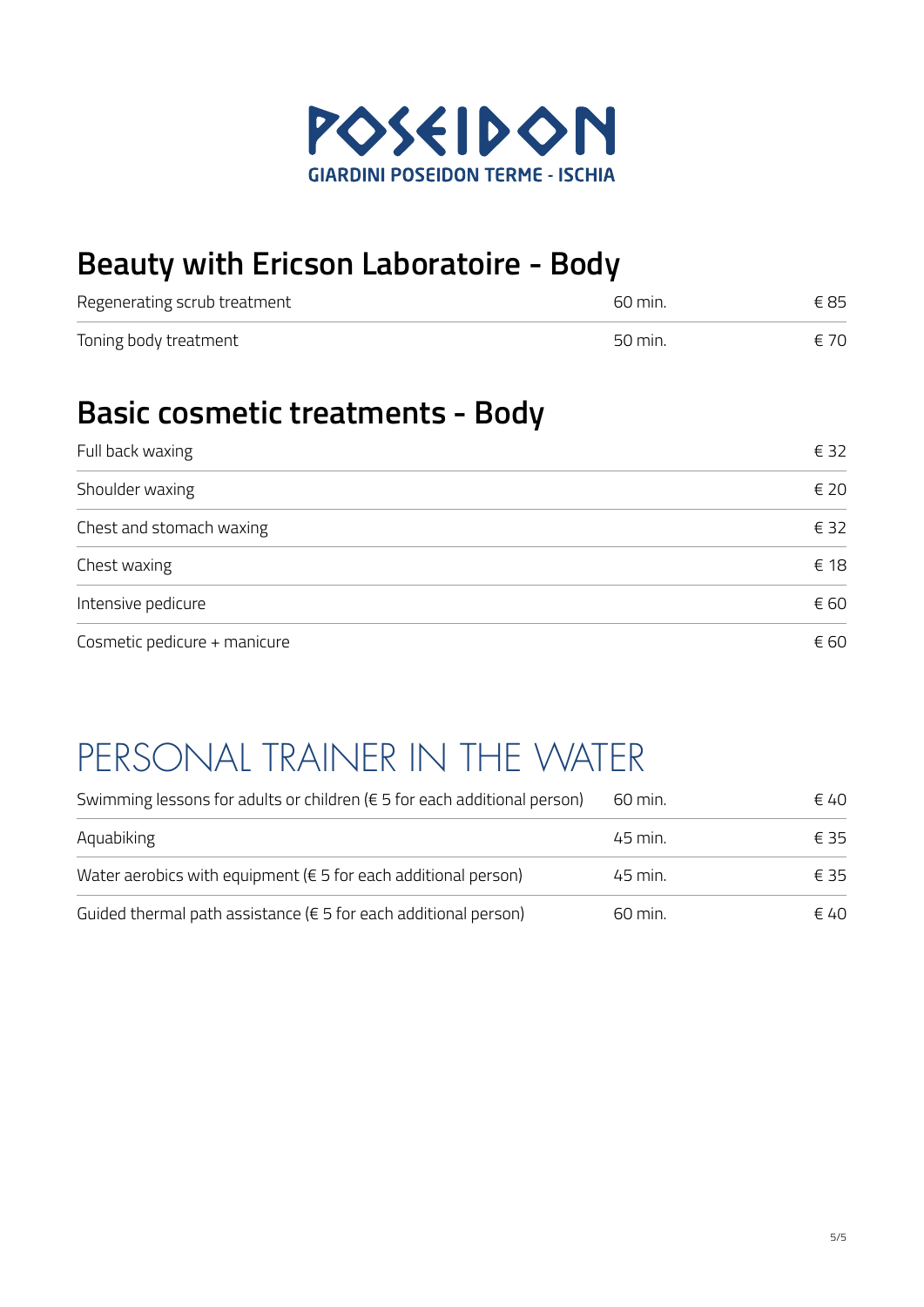# POSEIDON

GIARDINI POSEIDON TERME - ISCHIA

## Beauty with Ericson Laboratoire - Body

| | | |
|---|---|---|
| Regenerating scrub treatment | 60 min. | € 85 |
| Toning body treatment | 50 min. | € 70 |

## Basic cosmetic treatments - Body

| | |
|---|---|
| Full back waxing | € 32 |
| Shoulder waxing | € 20 |
| Chest and stomach waxing | € 32 |
| Chest waxing | € 18 |
| Intensive pedicure | € 60 |
| Cosmetic pedicure + manicure | € 60 |

## PERSONAL TRAINER IN THE WATER

| | | |
|---|---|---|
| Swimming lessons for adults or children (€ 5 for each additional person) | 60 min. | € 40 |
| Aquabiking | 45 min. | € 35 |
| Water aerobics with equipment (€ 5 for each additional person) | 45 min. | € 35 |
| Guided thermal path assistance (€ 5 for each additional person) | 60 min. | € 40 |